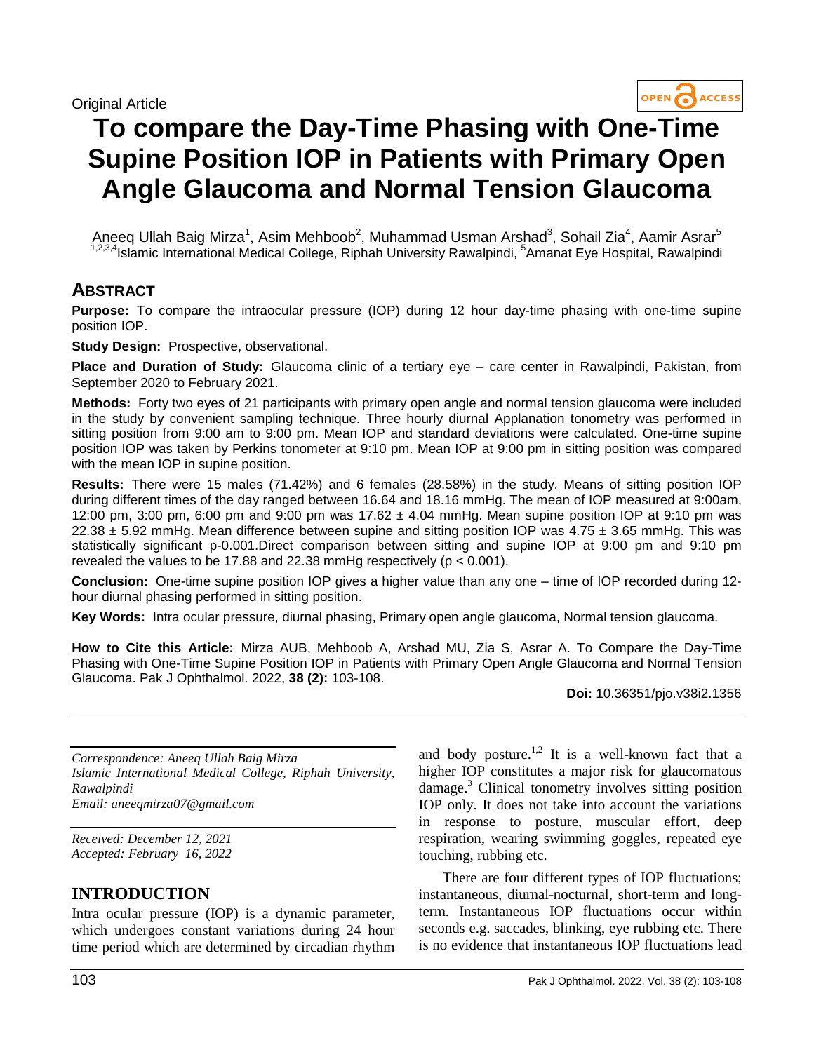Original Article

# To compare the Day-Time Phasing with One-Time Supine Position IOP in Patients with Primary Open Angle Glaucoma and Normal Tension Glaucoma

Aneeq Ullah Baig Mirza[1], Asim Mehboob[2], Muhammad Usman Arshad[3], Sohail Zia[4], Aamir Asrar[5]
[1,2,3,4]Islamic International Medical College, Riphah University Rawalpindi, [5]Amanat Eye Hospital, Rawalpindi

## ABSTRACT

**Purpose:** To compare the intraocular pressure (IOP) during 12 hour day-time phasing with one-time supine position IOP.

**Study Design:** Prospective, observational.

**Place and Duration of Study:** Glaucoma clinic of a tertiary eye – care center in Rawalpindi, Pakistan, from September 2020 to February 2021.

**Methods:** Forty two eyes of 21 participants with primary open angle and normal tension glaucoma were included in the study by convenient sampling technique. Three hourly diurnal Applanation tonometry was performed in sitting position from 9:00 am to 9:00 pm. Mean IOP and standard deviations were calculated. One-time supine position IOP was taken by Perkins tonometer at 9:10 pm. Mean IOP at 9:00 pm in sitting position was compared with the mean IOP in supine position.

**Results:** There were 15 males (71.42%) and 6 females (28.58%) in the study. Means of sitting position IOP during different times of the day ranged between 16.64 and 18.16 mmHg. The mean of IOP measured at 9:00am, 12:00 pm, 3:00 pm, 6:00 pm and 9:00 pm was $17.62 \pm 4.04$ mmHg. Mean supine position IOP at 9:10 pm was $22.38 \pm 5.92$ mmHg. Mean difference between supine and sitting position IOP was $4.75 \pm 3.65$ mmHg. This was statistically significant p-0.001.Direct comparison between sitting and supine IOP at 9:00 pm and 9:10 pm revealed the values to be 17.88 and 22.38 mmHg respectively ($p < 0.001$).

**Conclusion:** One-time supine position IOP gives a higher value than any one – time of IOP recorded during 12-hour diurnal phasing performed in sitting position.

**Key Words:** Intra ocular pressure, diurnal phasing, Primary open angle glaucoma, Normal tension glaucoma.

**How to Cite this Article:** Mirza AUB, Mehboob A, Arshad MU, Zia S, Asrar A. To Compare the Day-Time Phasing with One-Time Supine Position IOP in Patients with Primary Open Angle Glaucoma and Normal Tension Glaucoma. Pak J Ophthalmol. 2022, **38 (2):** 103-108.

**Doi:** 10.36351/pjo.v38i2.1356

*Correspondence: Aneeq Ullah Baig Mirza*
*Islamic International Medical College, Riphah University, Rawalpindi*
*Email: aneeqmirza07@gmail.com*

*Received: December 12, 2021*
*Accepted: February 16, 2022*

## INTRODUCTION

Intra ocular pressure (IOP) is a dynamic parameter, which undergoes constant variations during 24 hour time period which are determined by circadian rhythm and body posture.[1,2] It is a well-known fact that a higher IOP constitutes a major risk for glaucomatous damage.[3] Clinical tonometry involves sitting position IOP only. It does not take into account the variations in response to posture, muscular effort, deep respiration, wearing swimming goggles, repeated eye touching, rubbing etc.

There are four different types of IOP fluctuations; instantaneous, diurnal-nocturnal, short-term and long-term. Instantaneous IOP fluctuations occur within seconds e.g. saccades, blinking, eye rubbing etc. There is no evidence that instantaneous IOP fluctuations lead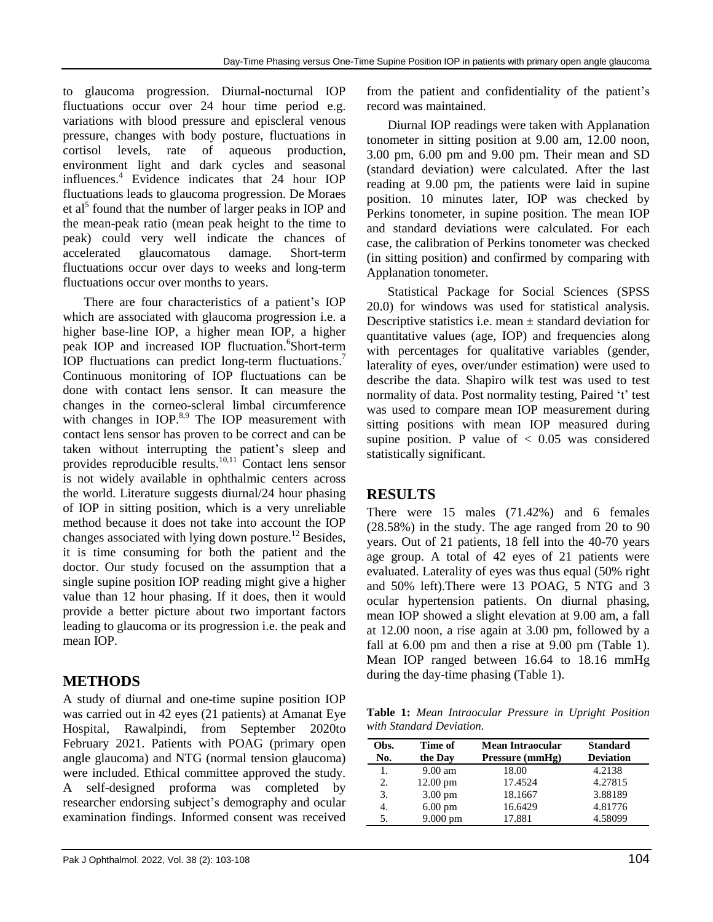to glaucoma progression. Diurnal-nocturnal IOP fluctuations occur over 24 hour time period e.g. variations with blood pressure and episcleral venous pressure, changes with body posture, fluctuations in cortisol levels, rate of aqueous production, environment light and dark cycles and seasonal influences.[4] Evidence indicates that 24 hour IOP fluctuations leads to glaucoma progression. De Moraes et al[5] found that the number of larger peaks in IOP and the mean-peak ratio (mean peak height to the time to peak) could very well indicate the chances of accelerated glaucomatous damage. Short-term fluctuations occur over days to weeks and long-term fluctuations occur over months to years.

There are four characteristics of a patient's IOP which are associated with glaucoma progression i.e. a higher base-line IOP, a higher mean IOP, a higher peak IOP and increased IOP fluctuation.[6]Short-term IOP fluctuations can predict long-term fluctuations.[7] Continuous monitoring of IOP fluctuations can be done with contact lens sensor. It can measure the changes in the corneo-scleral limbal circumference with changes in IOP.[8,9] The IOP measurement with contact lens sensor has proven to be correct and can be taken without interrupting the patient's sleep and provides reproducible results.[10,11] Contact lens sensor is not widely available in ophthalmic centers across the world. Literature suggests diurnal/24 hour phasing of IOP in sitting position, which is a very unreliable method because it does not take into account the IOP changes associated with lying down posture.[12] Besides, it is time consuming for both the patient and the doctor. Our study focused on the assumption that a single supine position IOP reading might give a higher value than 12 hour phasing. If it does, then it would provide a better picture about two important factors leading to glaucoma or its progression i.e. the peak and mean IOP.

## METHODS

A study of diurnal and one-time supine position IOP was carried out in 42 eyes (21 patients) at Amanat Eye Hospital, Rawalpindi, from September 2020to February 2021. Patients with POAG (primary open angle glaucoma) and NTG (normal tension glaucoma) were included. Ethical committee approved the study. A self-designed proforma was completed by researcher endorsing subject's demography and ocular examination findings. Informed consent was received from the patient and confidentiality of the patient's record was maintained.

Diurnal IOP readings were taken with Applanation tonometer in sitting position at 9.00 am, 12.00 noon, 3.00 pm, 6.00 pm and 9.00 pm. Their mean and SD (standard deviation) were calculated. After the last reading at 9.00 pm, the patients were laid in supine position. 10 minutes later, IOP was checked by Perkins tonometer, in supine position. The mean IOP and standard deviations were calculated. For each case, the calibration of Perkins tonometer was checked (in sitting position) and confirmed by comparing with Applanation tonometer.

Statistical Package for Social Sciences (SPSS 20.0) for windows was used for statistical analysis. Descriptive statistics i.e. mean ± standard deviation for quantitative values (age, IOP) and frequencies along with percentages for qualitative variables (gender, laterality of eyes, over/under estimation) were used to describe the data. Shapiro wilk test was used to test normality of data. Post normality testing, Paired 't' test was used to compare mean IOP measurement during sitting positions with mean IOP measured during supine position. P value of $< 0.05$ was considered statistically significant.

## RESULTS

There were 15 males (71.42%) and 6 females (28.58%) in the study. The age ranged from 20 to 90 years. Out of 21 patients, 18 fell into the 40-70 years age group. A total of 42 eyes of 21 patients were evaluated. Laterality of eyes was thus equal (50% right and 50% left).There were 13 POAG, 5 NTG and 3 ocular hypertension patients. On diurnal phasing, mean IOP showed a slight elevation at 9.00 am, a fall at 12.00 noon, a rise again at 3.00 pm, followed by a fall at 6.00 pm and then a rise at 9.00 pm (Table 1). Mean IOP ranged between 16.64 to 18.16 mmHg during the day-time phasing (Table 1).

**Table 1:** *Mean Intraocular Pressure in Upright Position with Standard Deviation.*

| Obs. No. | Time of the Day | Mean Intraocular Pressure (mmHg) | Standard Deviation |
|---|---|---|---|
| 1. | 9.00 am | 18.00 | 4.2138 |
| 2. | 12.00 pm | 17.4524 | 4.27815 |
| 3. | 3.00 pm | 18.1667 | 3.88189 |
| 4. | 6.00 pm | 16.6429 | 4.81776 |
| 5. | 9.000 pm | 17.881 | 4.58099 |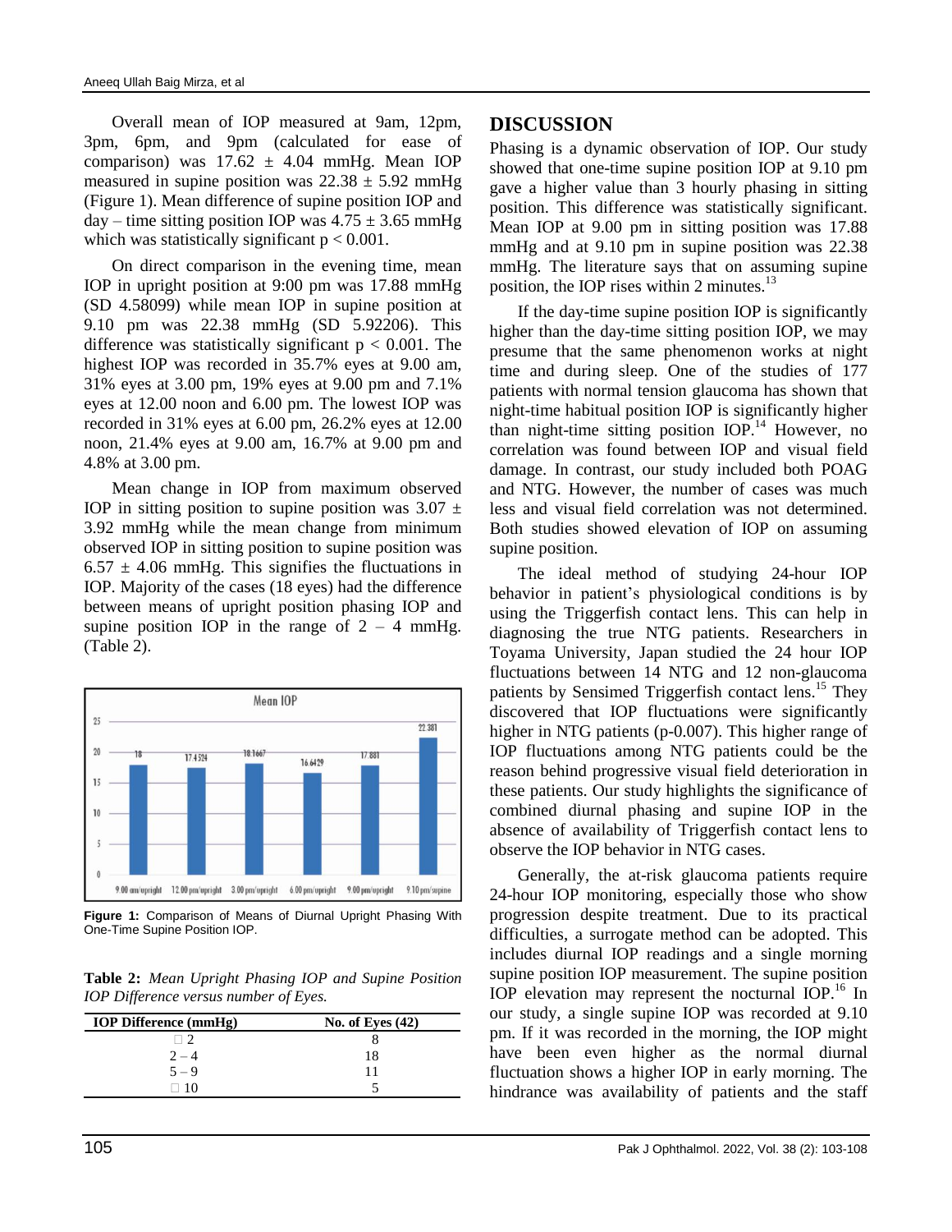Overall mean of IOP measured at 9am, 12pm, 3pm, 6pm, and 9pm (calculated for ease of comparison) was $17.62 \pm 4.04$ mmHg. Mean IOP measured in supine position was $22.38 \pm 5.92$ mmHg (Figure 1). Mean difference of supine position IOP and day – time sitting position IOP was $4.75 \pm 3.65$ mmHg which was statistically significant $p < 0.001$.

On direct comparison in the evening time, mean IOP in upright position at 9:00 pm was 17.88 mmHg (SD 4.58099) while mean IOP in supine position at 9.10 pm was 22.38 mmHg (SD 5.92206). This difference was statistically significant $p < 0.001$. The highest IOP was recorded in 35.7% eyes at 9.00 am, 31% eyes at 3.00 pm, 19% eyes at 9.00 pm and 7.1% eyes at 12.00 noon and 6.00 pm. The lowest IOP was recorded in 31% eyes at 6.00 pm, 26.2% eyes at 12.00 noon, 21.4% eyes at 9.00 am, 16.7% at 9.00 pm and 4.8% at 3.00 pm.

Mean change in IOP from maximum observed IOP in sitting position to supine position was $3.07 \pm 3.92$ mmHg while the mean change from minimum observed IOP in sitting position to supine position was $6.57 \pm 4.06$ mmHg. This signifies the fluctuations in IOP. Majority of the cases (18 eyes) had the difference between means of upright position phasing IOP and supine position IOP in the range of 2 – 4 mmHg. (Table 2).

**Figure 1:** Comparison of Means of Diurnal Upright Phasing With One-Time Supine Position IOP.

**Table 2:** *Mean Upright Phasing IOP and Supine Position IOP Difference versus number of Eyes.*

| IOP Difference (mmHg) | No. of Eyes (42) |
|---|---|
| □ 2 | 8 |
| 2 – 4 | 18 |
| 5 – 9 | 11 |
| □ 10 | 5 |

## DISCUSSION

Phasing is a dynamic observation of IOP. Our study showed that one-time supine position IOP at 9.10 pm gave a higher value than 3 hourly phasing in sitting position. This difference was statistically significant. Mean IOP at 9.00 pm in sitting position was 17.88 mmHg and at 9.10 pm in supine position was 22.38 mmHg. The literature says that on assuming supine position, the IOP rises within 2 minutes.[13]

If the day-time supine position IOP is significantly higher than the day-time sitting position IOP, we may presume that the same phenomenon works at night time and during sleep. One of the studies of 177 patients with normal tension glaucoma has shown that night-time habitual position IOP is significantly higher than night-time sitting position IOP.[14] However, no correlation was found between IOP and visual field damage. In contrast, our study included both POAG and NTG. However, the number of cases was much less and visual field correlation was not determined. Both studies showed elevation of IOP on assuming supine position.

The ideal method of studying 24-hour IOP behavior in patient's physiological conditions is by using the Triggerfish contact lens. This can help in diagnosing the true NTG patients. Researchers in Toyama University, Japan studied the 24 hour IOP fluctuations between 14 NTG and 12 non-glaucoma patients by Sensimed Triggerfish contact lens.[15] They discovered that IOP fluctuations were significantly higher in NTG patients (p-0.007). This higher range of IOP fluctuations among NTG patients could be the reason behind progressive visual field deterioration in these patients. Our study highlights the significance of combined diurnal phasing and supine IOP in the absence of availability of Triggerfish contact lens to observe the IOP behavior in NTG cases.

Generally, the at-risk glaucoma patients require 24-hour IOP monitoring, especially those who show progression despite treatment. Due to its practical difficulties, a surrogate method can be adopted. This includes diurnal IOP readings and a single morning supine position IOP measurement. The supine position IOP elevation may represent the nocturnal IOP.[16] In our study, a single supine IOP was recorded at 9.10 pm. If it was recorded in the morning, the IOP might have been even higher as the normal diurnal fluctuation shows a higher IOP in early morning. The hindrance was availability of patients and the staff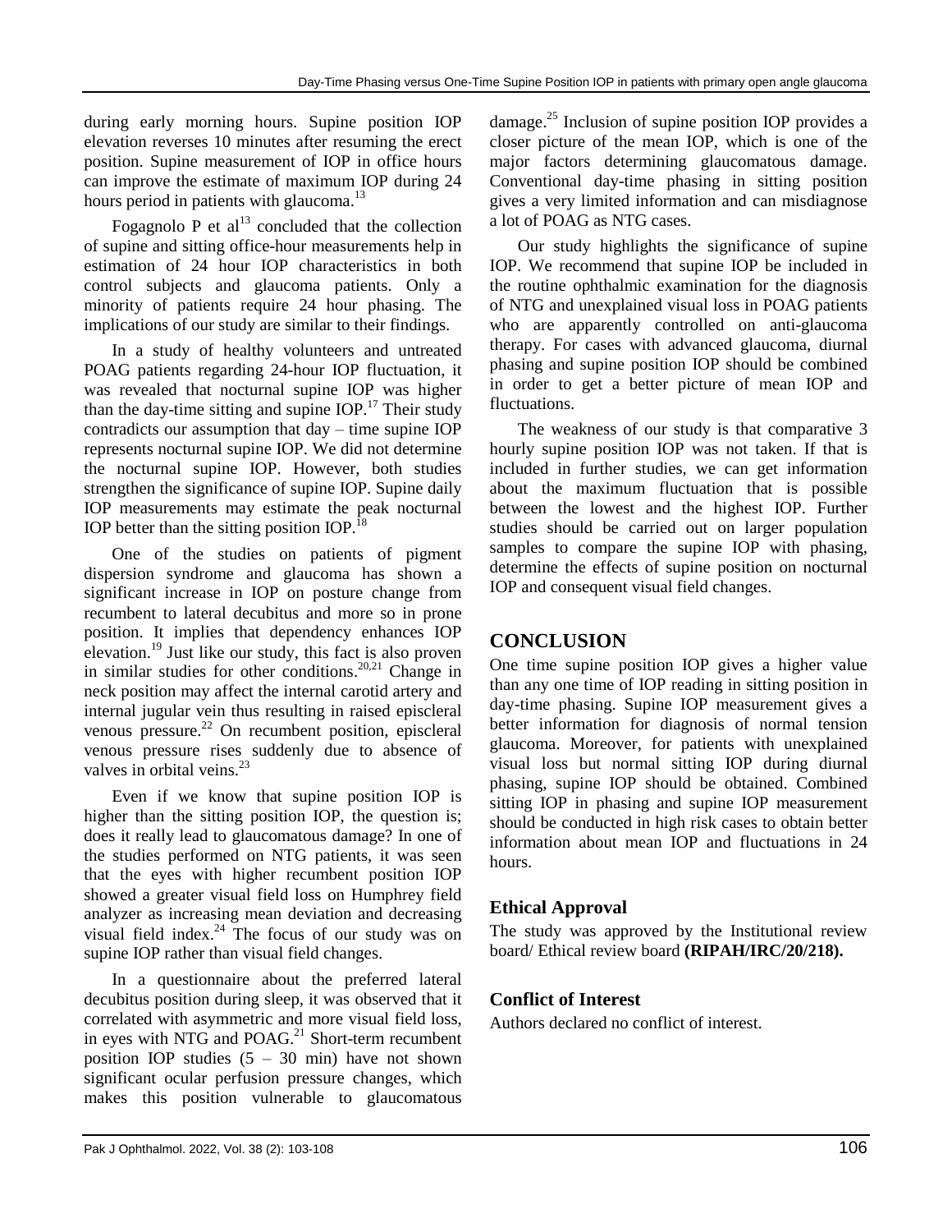during early morning hours. Supine position IOP elevation reverses 10 minutes after resuming the erect position. Supine measurement of IOP in office hours can improve the estimate of maximum IOP during 24 hours period in patients with glaucoma.[13]

Fogagnolo P et al[13] concluded that the collection of supine and sitting office-hour measurements help in estimation of 24 hour IOP characteristics in both control subjects and glaucoma patients. Only a minority of patients require 24 hour phasing. The implications of our study are similar to their findings.

In a study of healthy volunteers and untreated POAG patients regarding 24-hour IOP fluctuation, it was revealed that nocturnal supine IOP was higher than the day-time sitting and supine IOP.[17] Their study contradicts our assumption that day – time supine IOP represents nocturnal supine IOP. We did not determine the nocturnal supine IOP. However, both studies strengthen the significance of supine IOP. Supine daily IOP measurements may estimate the peak nocturnal IOP better than the sitting position IOP.[18]

One of the studies on patients of pigment dispersion syndrome and glaucoma has shown a significant increase in IOP on posture change from recumbent to lateral decubitus and more so in prone position. It implies that dependency enhances IOP elevation.[19] Just like our study, this fact is also proven in similar studies for other conditions.[20,21] Change in neck position may affect the internal carotid artery and internal jugular vein thus resulting in raised episcleral venous pressure.[22] On recumbent position, episcleral venous pressure rises suddenly due to absence of valves in orbital veins.[23]

Even if we know that supine position IOP is higher than the sitting position IOP, the question is; does it really lead to glaucomatous damage? In one of the studies performed on NTG patients, it was seen that the eyes with higher recumbent position IOP showed a greater visual field loss on Humphrey field analyzer as increasing mean deviation and decreasing visual field index.[24] The focus of our study was on supine IOP rather than visual field changes.

In a questionnaire about the preferred lateral decubitus position during sleep, it was observed that it correlated with asymmetric and more visual field loss, in eyes with NTG and POAG.[21] Short-term recumbent position IOP studies (5 – 30 min) have not shown significant ocular perfusion pressure changes, which makes this position vulnerable to glaucomatous damage.[25] Inclusion of supine position IOP provides a closer picture of the mean IOP, which is one of the major factors determining glaucomatous damage. Conventional day-time phasing in sitting position gives a very limited information and can misdiagnose a lot of POAG as NTG cases.

Our study highlights the significance of supine IOP. We recommend that supine IOP be included in the routine ophthalmic examination for the diagnosis of NTG and unexplained visual loss in POAG patients who are apparently controlled on anti-glaucoma therapy. For cases with advanced glaucoma, diurnal phasing and supine position IOP should be combined in order to get a better picture of mean IOP and fluctuations.

The weakness of our study is that comparative 3 hourly supine position IOP was not taken. If that is included in further studies, we can get information about the maximum fluctuation that is possible between the lowest and the highest IOP. Further studies should be carried out on larger population samples to compare the supine IOP with phasing, determine the effects of supine position on nocturnal IOP and consequent visual field changes.

## CONCLUSION

One time supine position IOP gives a higher value than any one time of IOP reading in sitting position in day-time phasing. Supine IOP measurement gives a better information for diagnosis of normal tension glaucoma. Moreover, for patients with unexplained visual loss but normal sitting IOP during diurnal phasing, supine IOP should be obtained. Combined sitting IOP in phasing and supine IOP measurement should be conducted in high risk cases to obtain better information about mean IOP and fluctuations in 24 hours.

### Ethical Approval

The study was approved by the Institutional review board/ Ethical review board **(RIPAH/IRC/20/218).**

### Conflict of Interest

Authors declared no conflict of interest.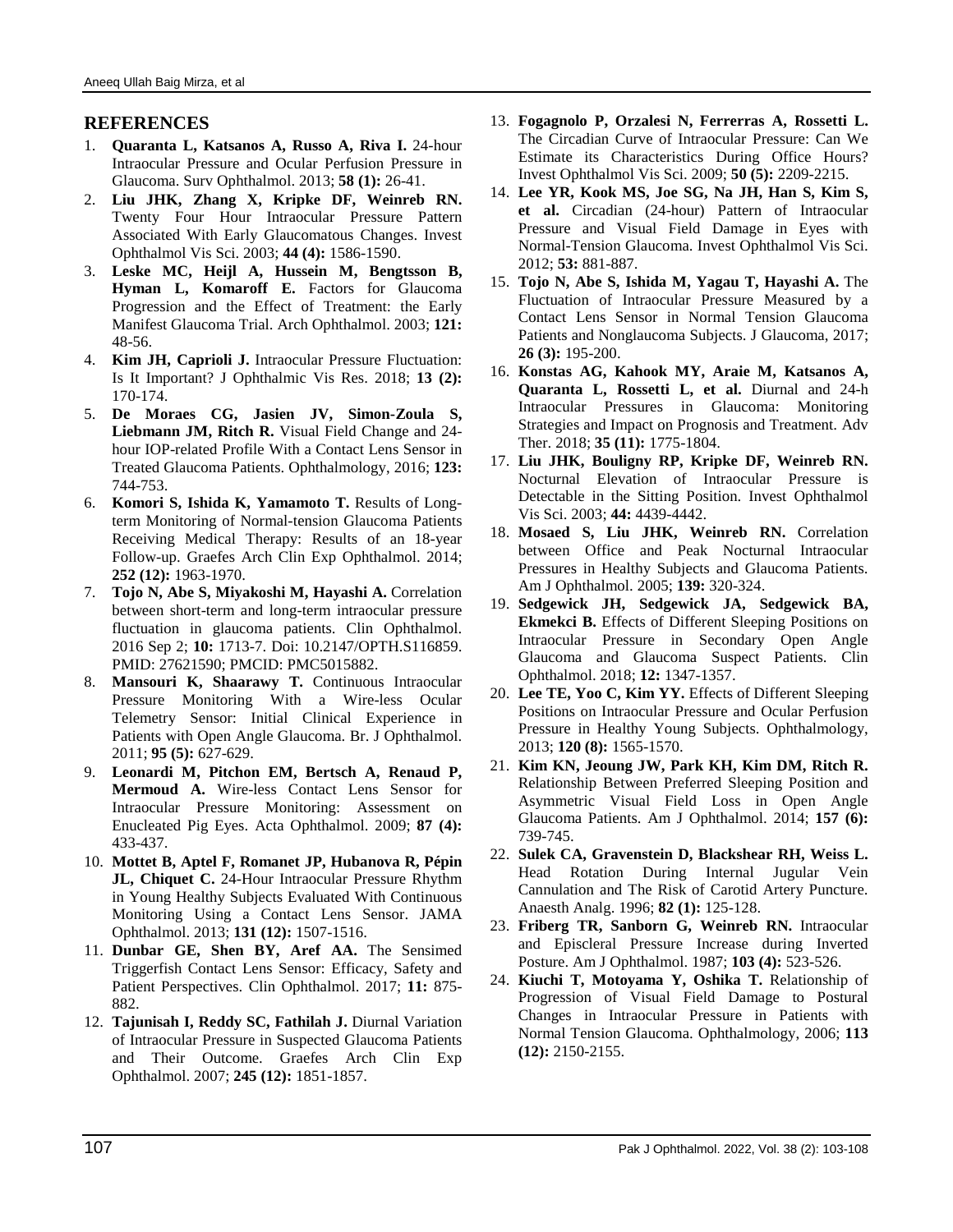## REFERENCES

1. **Quaranta L, Katsanos A, Russo A, Riva I.** 24-hour Intraocular Pressure and Ocular Perfusion Pressure in Glaucoma. Surv Ophthalmol. 2013; **58 (1):** 26-41.
2. **Liu JHK, Zhang X, Kripke DF, Weinreb RN.** Twenty Four Hour Intraocular Pressure Pattern Associated With Early Glaucomatous Changes. Invest Ophthalmol Vis Sci. 2003; **44 (4):** 1586-1590.
3. **Leske MC, Heijl A, Hussein M, Bengtsson B, Hyman L, Komaroff E.** Factors for Glaucoma Progression and the Effect of Treatment: the Early Manifest Glaucoma Trial. Arch Ophthalmol. 2003; **121:** 48-56.
4. **Kim JH, Caprioli J.** Intraocular Pressure Fluctuation: Is It Important? J Ophthalmic Vis Res. 2018; **13 (2):** 170-174.
5. **De Moraes CG, Jasien JV, Simon-Zoula S, Liebmann JM, Ritch R.** Visual Field Change and 24-hour IOP-related Profile With a Contact Lens Sensor in Treated Glaucoma Patients. Ophthalmology, 2016; **123:** 744-753.
6. **Komori S, Ishida K, Yamamoto T.** Results of Long-term Monitoring of Normal-tension Glaucoma Patients Receiving Medical Therapy: Results of an 18-year Follow-up. Graefes Arch Clin Exp Ophthalmol. 2014; **252 (12):** 1963-1970.
7. **Tojo N, Abe S, Miyakoshi M, Hayashi A.** Correlation between short-term and long-term intraocular pressure fluctuation in glaucoma patients. Clin Ophthalmol. 2016 Sep 2; **10:** 1713-7. Doi: 10.2147/OPTH.S116859. PMID: 27621590; PMCID: PMC5015882.
8. **Mansouri K, Shaarawy T.** Continuous Intraocular Pressure Monitoring With a Wire-less Ocular Telemetry Sensor: Initial Clinical Experience in Patients with Open Angle Glaucoma. Br. J Ophthalmol. 2011; **95 (5):** 627-629.
9. **Leonardi M, Pitchon EM, Bertsch A, Renaud P, Mermoud A.** Wire-less Contact Lens Sensor for Intraocular Pressure Monitoring: Assessment on Enucleated Pig Eyes. Acta Ophthalmol. 2009; **87 (4):** 433-437.
10. **Mottet B, Aptel F, Romanet JP, Hubanova R, Pépin JL, Chiquet C.** 24-Hour Intraocular Pressure Rhythm in Young Healthy Subjects Evaluated With Continuous Monitoring Using a Contact Lens Sensor. JAMA Ophthalmol. 2013; **131 (12):** 1507-1516.
11. **Dunbar GE, Shen BY, Aref AA.** The Sensimed Triggerfish Contact Lens Sensor: Efficacy, Safety and Patient Perspectives. Clin Ophthalmol. 2017; **11:** 875-882.
12. **Tajunisah I, Reddy SC, Fathilah J.** Diurnal Variation of Intraocular Pressure in Suspected Glaucoma Patients and Their Outcome. Graefes Arch Clin Exp Ophthalmol. 2007; **245 (12):** 1851-1857.
13. **Fogagnolo P, Orzalesi N, Ferrerras A, Rossetti L.** The Circadian Curve of Intraocular Pressure: Can We Estimate its Characteristics During Office Hours? Invest Ophthalmol Vis Sci. 2009; **50 (5):** 2209-2215.
14. **Lee YR, Kook MS, Joe SG, Na JH, Han S, Kim S, et al.** Circadian (24-hour) Pattern of Intraocular Pressure and Visual Field Damage in Eyes with Normal-Tension Glaucoma. Invest Ophthalmol Vis Sci. 2012; **53:** 881-887.
15. **Tojo N, Abe S, Ishida M, Yagau T, Hayashi A.** The Fluctuation of Intraocular Pressure Measured by a Contact Lens Sensor in Normal Tension Glaucoma Patients and Nonglaucoma Subjects. J Glaucoma, 2017; **26 (3):** 195-200.
16. **Konstas AG, Kahook MY, Araie M, Katsanos A, Quaranta L, Rossetti L, et al.** Diurnal and 24-h Intraocular Pressures in Glaucoma: Monitoring Strategies and Impact on Prognosis and Treatment. Adv Ther. 2018; **35 (11):** 1775-1804.
17. **Liu JHK, Bouligny RP, Kripke DF, Weinreb RN.** Nocturnal Elevation of Intraocular Pressure is Detectable in the Sitting Position. Invest Ophthalmol Vis Sci. 2003; **44:** 4439-4442.
18. **Mosaed S, Liu JHK, Weinreb RN.** Correlation between Office and Peak Nocturnal Intraocular Pressures in Healthy Subjects and Glaucoma Patients. Am J Ophthalmol. 2005; **139:** 320-324.
19. **Sedgewick JH, Sedgewick JA, Sedgewick BA, Ekmekci B.** Effects of Different Sleeping Positions on Intraocular Pressure in Secondary Open Angle Glaucoma and Glaucoma Suspect Patients. Clin Ophthalmol. 2018; **12:** 1347-1357.
20. **Lee TE, Yoo C, Kim YY.** Effects of Different Sleeping Positions on Intraocular Pressure and Ocular Perfusion Pressure in Healthy Young Subjects. Ophthalmology, 2013; **120 (8):** 1565-1570.
21. **Kim KN, Jeoung JW, Park KH, Kim DM, Ritch R.** Relationship Between Preferred Sleeping Position and Asymmetric Visual Field Loss in Open Angle Glaucoma Patients. Am J Ophthalmol. 2014; **157 (6):** 739-745.
22. **Sulek CA, Gravenstein D, Blackshear RH, Weiss L.** Head Rotation During Internal Jugular Vein Cannulation and The Risk of Carotid Artery Puncture. Anaesth Analg. 1996; **82 (1):** 125-128.
23. **Friberg TR, Sanborn G, Weinreb RN.** Intraocular and Episcleral Pressure Increase during Inverted Posture. Am J Ophthalmol. 1987; **103 (4):** 523-526.
24. **Kiuchi T, Motoyama Y, Oshika T.** Relationship of Progression of Visual Field Damage to Postural Changes in Intraocular Pressure in Patients with Normal Tension Glaucoma. Ophthalmology, 2006; **113 (12):** 2150-2155.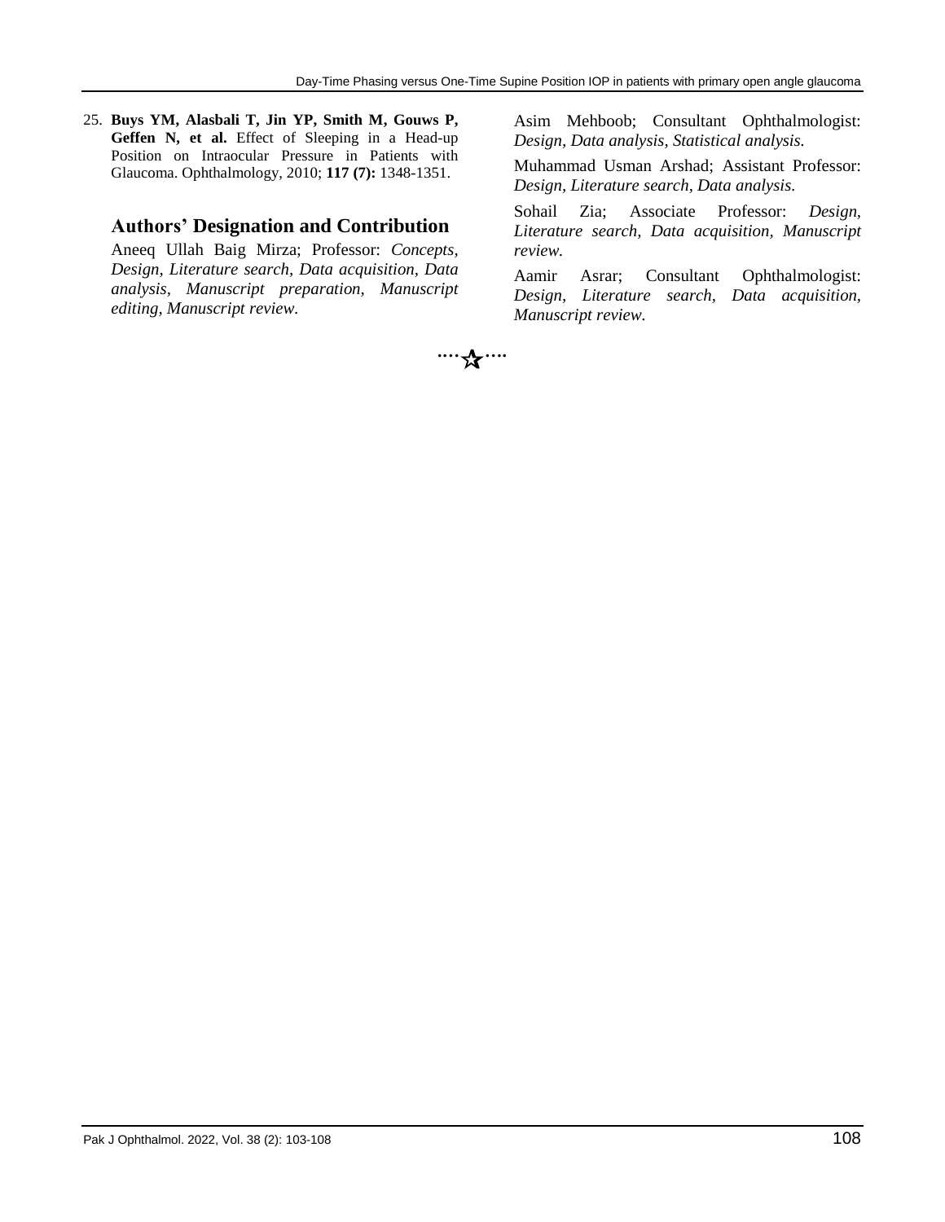25. **Buys YM, Alasbali T, Jin YP, Smith M, Gouws P, Geffen N, et al.** Effect of Sleeping in a Head-up Position on Intraocular Pressure in Patients with Glaucoma. Ophthalmology, 2010; **117 (7):** 1348-1351.

## Authors' Designation and Contribution

Aneeq Ullah Baig Mirza; Professor: *Concepts, Design, Literature search, Data acquisition, Data analysis, Manuscript preparation, Manuscript editing, Manuscript review.*

Asim Mehboob; Consultant Ophthalmologist: *Design, Data analysis, Statistical analysis.*

Muhammad Usman Arshad; Assistant Professor: *Design, Literature search, Data analysis.*

Sohail Zia; Associate Professor: *Design, Literature search, Data acquisition, Manuscript review.*

Aamir Asrar; Consultant Ophthalmologist: *Design, Literature search, Data acquisition, Manuscript review.*

....☆....